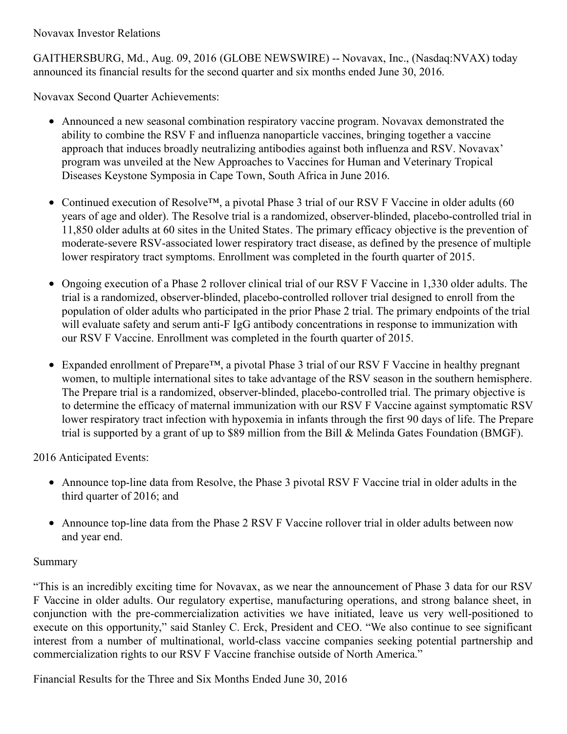Novavax Investor Relations

GAITHERSBURG, Md., Aug. 09, 2016 (GLOBE NEWSWIRE) -- Novavax, Inc., (Nasdaq:NVAX) today announced its financial results for the second quarter and six months ended June 30, 2016.

Novavax Second Quarter Achievements:

- Announced a new seasonal combination respiratory vaccine program. Novavax demonstrated the ability to combine the RSV F and influenza nanoparticle vaccines, bringing together a vaccine approach that induces broadly neutralizing antibodies against both influenza and RSV. Novavax' program was unveiled at the New Approaches to Vaccines for Human and Veterinary Tropical Diseases Keystone Symposia in Cape Town, South Africa in June 2016.

- Continued execution of Resolve™, a pivotal Phase 3 trial of our RSV F Vaccine in older adults (60 years of age and older). The Resolve trial is a randomized, observer-blinded, placebo-controlled trial in 11,850 older adults at 60 sites in the United States. The primary efficacy objective is the prevention of moderate-severe RSV-associated lower respiratory tract disease, as defined by the presence of multiple lower respiratory tract symptoms. Enrollment was completed in the fourth quarter of 2015.

- Ongoing execution of a Phase 2 rollover clinical trial of our RSV F Vaccine in 1,330 older adults. The trial is a randomized, observer-blinded, placebo-controlled rollover trial designed to enroll from the population of older adults who participated in the prior Phase 2 trial. The primary endpoints of the trial will evaluate safety and serum anti-F IgG antibody concentrations in response to immunization with our RSV F Vaccine. Enrollment was completed in the fourth quarter of 2015.

- Expanded enrollment of Prepare™, a pivotal Phase 3 trial of our RSV F Vaccine in healthy pregnant women, to multiple international sites to take advantage of the RSV season in the southern hemisphere. The Prepare trial is a randomized, observer-blinded, placebo-controlled trial. The primary objective is to determine the efficacy of maternal immunization with our RSV F Vaccine against symptomatic RSV lower respiratory tract infection with hypoxemia in infants through the first 90 days of life. The Prepare trial is supported by a grant of up to $89 million from the Bill & Melinda Gates Foundation (BMGF).

2016 Anticipated Events:

- Announce top-line data from Resolve, the Phase 3 pivotal RSV F Vaccine trial in older adults in the third quarter of 2016; and

- Announce top-line data from the Phase 2 RSV F Vaccine rollover trial in older adults between now and year end.

Summary

"This is an incredibly exciting time for Novavax, as we near the announcement of Phase 3 data for our RSV F Vaccine in older adults. Our regulatory expertise, manufacturing operations, and strong balance sheet, in conjunction with the pre-commercialization activities we have initiated, leave us very well-positioned to execute on this opportunity," said Stanley C. Erck, President and CEO. "We also continue to see significant interest from a number of multinational, world-class vaccine companies seeking potential partnership and commercialization rights to our RSV F Vaccine franchise outside of North America."

Financial Results for the Three and Six Months Ended June 30, 2016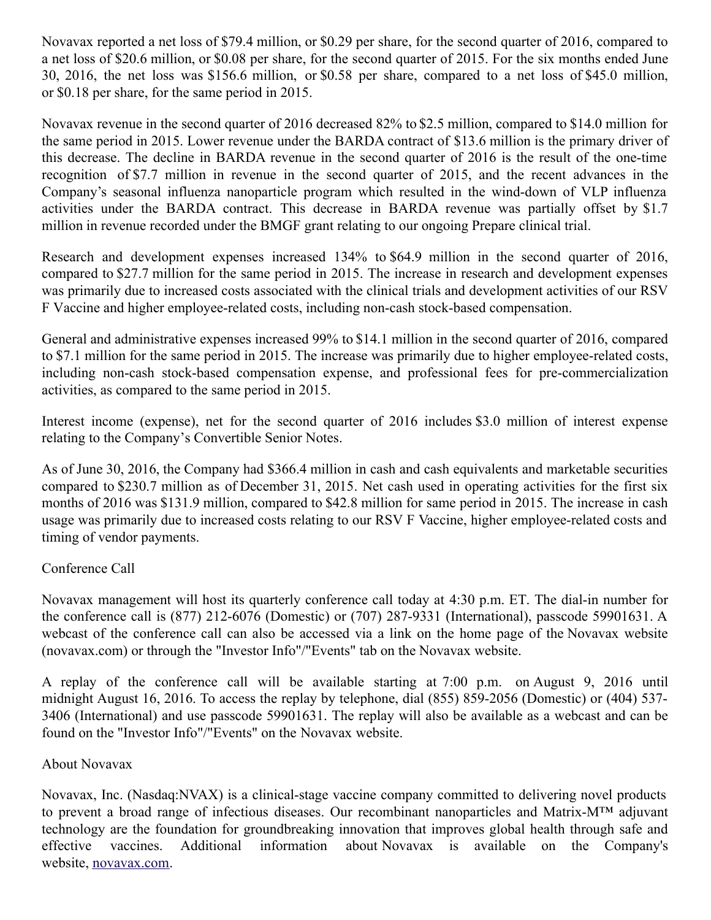Novavax reported a net loss of $79.4 million, or $0.29 per share, for the second quarter of 2016, compared to a net loss of $20.6 million, or $0.08 per share, for the second quarter of 2015. For the six months ended June 30, 2016, the net loss was $156.6 million, or $0.58 per share, compared to a net loss of $45.0 million, or $0.18 per share, for the same period in 2015.

Novavax revenue in the second quarter of 2016 decreased 82% to $2.5 million, compared to $14.0 million for the same period in 2015. Lower revenue under the BARDA contract of $13.6 million is the primary driver of this decrease. The decline in BARDA revenue in the second quarter of 2016 is the result of the one-time recognition of $7.7 million in revenue in the second quarter of 2015, and the recent advances in the Company's seasonal influenza nanoparticle program which resulted in the wind-down of VLP influenza activities under the BARDA contract. This decrease in BARDA revenue was partially offset by $1.7 million in revenue recorded under the BMGF grant relating to our ongoing Prepare clinical trial.

Research and development expenses increased 134% to $64.9 million in the second quarter of 2016, compared to $27.7 million for the same period in 2015. The increase in research and development expenses was primarily due to increased costs associated with the clinical trials and development activities of our RSV F Vaccine and higher employee-related costs, including non-cash stock-based compensation.

General and administrative expenses increased 99% to $14.1 million in the second quarter of 2016, compared to $7.1 million for the same period in 2015. The increase was primarily due to higher employee-related costs, including non-cash stock-based compensation expense, and professional fees for pre-commercialization activities, as compared to the same period in 2015.

Interest income (expense), net for the second quarter of 2016 includes $3.0 million of interest expense relating to the Company's Convertible Senior Notes.

As of June 30, 2016, the Company had $366.4 million in cash and cash equivalents and marketable securities compared to $230.7 million as of December 31, 2015. Net cash used in operating activities for the first six months of 2016 was $131.9 million, compared to $42.8 million for same period in 2015. The increase in cash usage was primarily due to increased costs relating to our RSV F Vaccine, higher employee-related costs and timing of vendor payments.

Conference Call

Novavax management will host its quarterly conference call today at 4:30 p.m. ET. The dial-in number for the conference call is (877) 212-6076 (Domestic) or (707) 287-9331 (International), passcode 59901631. A webcast of the conference call can also be accessed via a link on the home page of the Novavax website (novavax.com) or through the "Investor Info"/"Events" tab on the Novavax website.

A replay of the conference call will be available starting at 7:00 p.m. on August 9, 2016 until midnight August 16, 2016. To access the replay by telephone, dial (855) 859-2056 (Domestic) or (404) 537-3406 (International) and use passcode 59901631. The replay will also be available as a webcast and can be found on the "Investor Info"/"Events" on the Novavax website.

About Novavax

Novavax, Inc. (Nasdaq:NVAX) is a clinical-stage vaccine company committed to delivering novel products to prevent a broad range of infectious diseases. Our recombinant nanoparticles and Matrix-M™ adjuvant technology are the foundation for groundbreaking innovation that improves global health through safe and effective vaccines. Additional information about Novavax is available on the Company's website, novavax.com.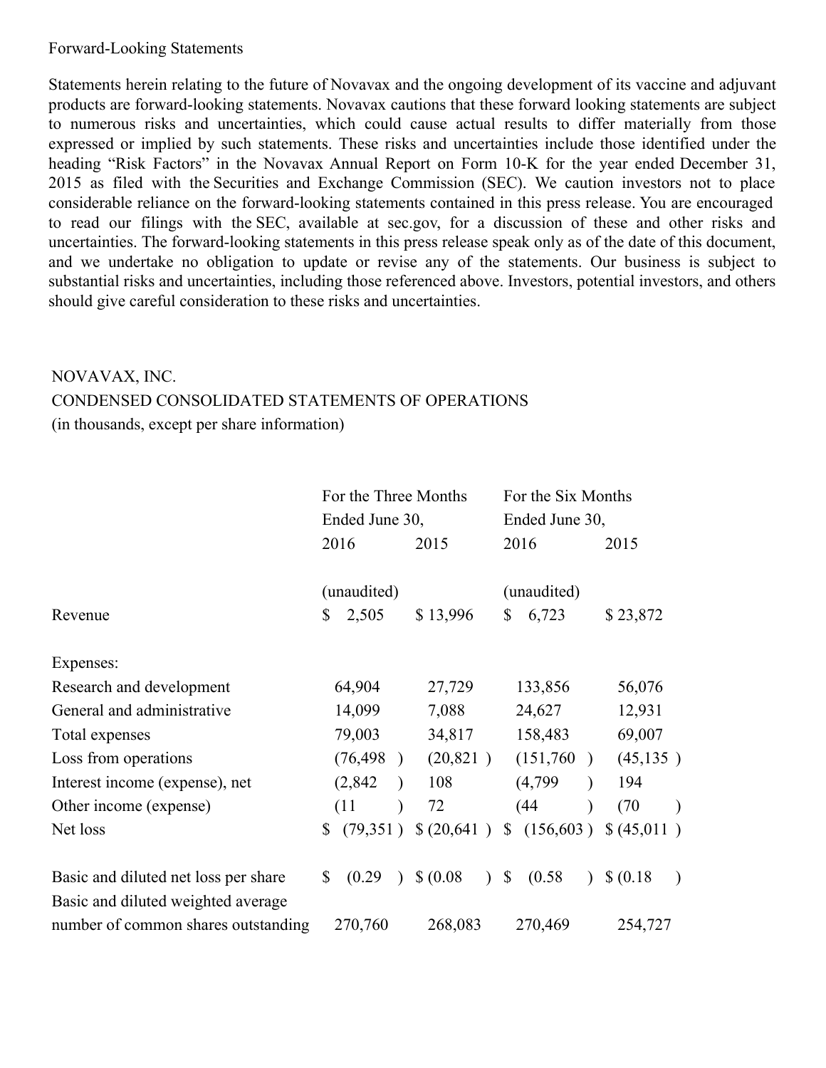Forward-Looking Statements

Statements herein relating to the future of Novavax and the ongoing development of its vaccine and adjuvant products are forward-looking statements. Novavax cautions that these forward looking statements are subject to numerous risks and uncertainties, which could cause actual results to differ materially from those expressed or implied by such statements. These risks and uncertainties include those identified under the heading "Risk Factors" in the Novavax Annual Report on Form 10-K for the year ended December 31, 2015 as filed with the Securities and Exchange Commission (SEC). We caution investors not to place considerable reliance on the forward-looking statements contained in this press release. You are encouraged to read our filings with the SEC, available at sec.gov, for a discussion of these and other risks and uncertainties. The forward-looking statements in this press release speak only as of the date of this document, and we undertake no obligation to update or revise any of the statements. Our business is subject to substantial risks and uncertainties, including those referenced above. Investors, potential investors, and others should give careful consideration to these risks and uncertainties.

NOVAVAX, INC.
CONDENSED CONSOLIDATED STATEMENTS OF OPERATIONS
(in thousands, except per share information)

| | For the Three Months Ended June 30, | | For the Six Months Ended June 30, | |
|---|---|---|---|---|
| | 2016 | 2015 | 2016 | 2015 |
| | (unaudited) | | (unaudited) | |
| Revenue | $ 2,505 | $ 13,996 | $ 6,723 | $ 23,872 |
| Expenses: | | | | |
| Research and development | 64,904 | 27,729 | 133,856 | 56,076 |
| General and administrative | 14,099 | 7,088 | 24,627 | 12,931 |
| Total expenses | 79,003 | 34,817 | 158,483 | 69,007 |
| Loss from operations | (76,498 ) | (20,821 ) | (151,760 ) | (45,135 ) |
| Interest income (expense), net | (2,842 ) | 108 | (4,799 ) | 194 |
| Other income (expense) | (11 ) | 72 | (44 ) | (70 ) |
| Net loss | $ (79,351 ) | $ (20,641 ) | $ (156,603 ) | $ (45,011 ) |
| Basic and diluted net loss per share | $ (0.29 ) | $ (0.08 ) | $ (0.58 ) | $ (0.18 ) |
| Basic and diluted weighted average number of common shares outstanding | 270,760 | 268,083 | 270,469 | 254,727 |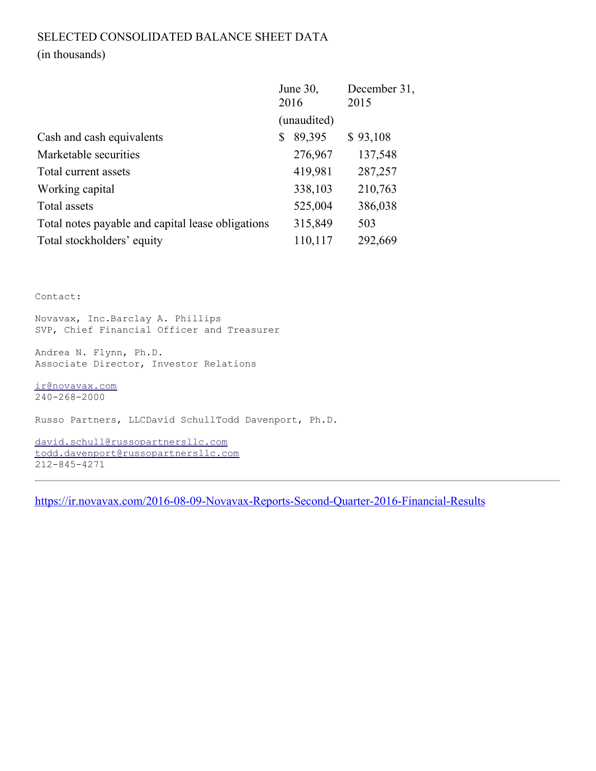SELECTED CONSOLIDATED BALANCE SHEET DATA
(in thousands)

| | June 30, 2016 (unaudited) | December 31, 2015 |
|---|---|---|
| Cash and cash equivalents | $ 89,395 | $ 93,108 |
| Marketable securities | 276,967 | 137,548 |
| Total current assets | 419,981 | 287,257 |
| Working capital | 338,103 | 210,763 |
| Total assets | 525,004 | 386,038 |
| Total notes payable and capital lease obligations | 315,849 | 503 |
| Total stockholders' equity | 110,117 | 292,669 |

Contact:

Novavax, Inc.Barclay A. Phillips
SVP, Chief Financial Officer and Treasurer

Andrea N. Flynn, Ph.D.
Associate Director, Investor Relations

ir@novavax.com
240-268-2000

Russo Partners, LLCDavid SchullTodd Davenport, Ph.D.

david.schull@russopartnersllc.com
todd.davenport@russopartnersllc.com
212-845-4271

https://ir.novavax.com/2016-08-09-Novavax-Reports-Second-Quarter-2016-Financial-Results